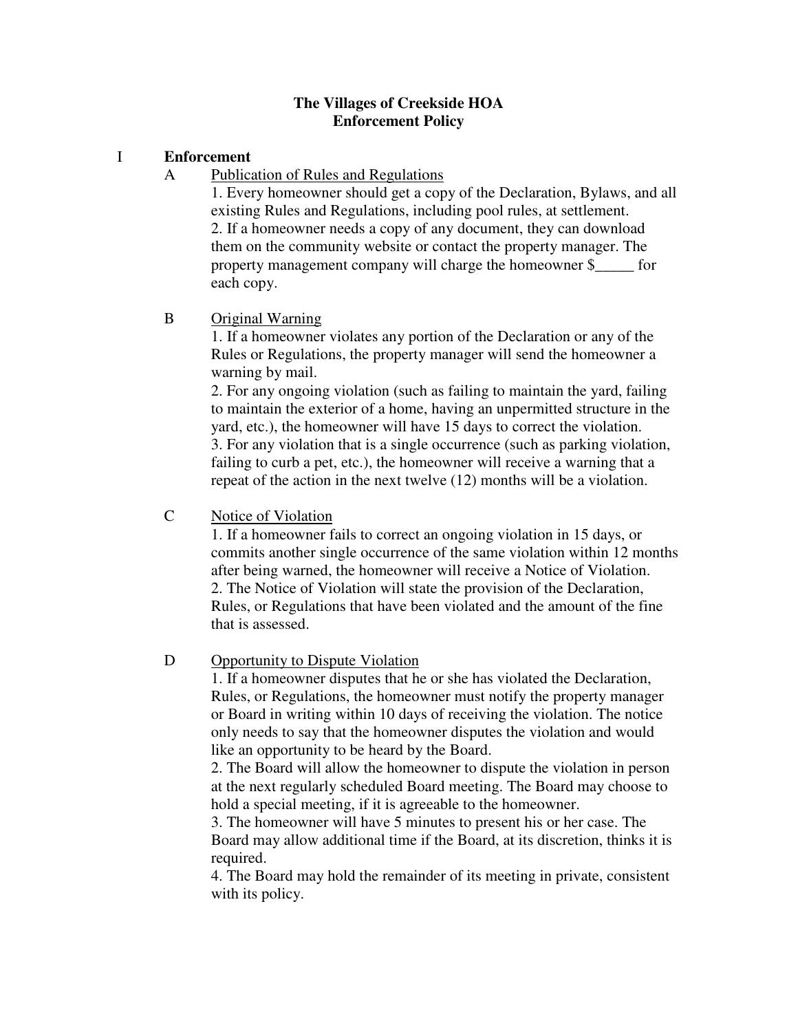# The Villages of Creekside HOA
# Enforcement Policy

## I Enforcement

### A Publication of Rules and Regulations

1. Every homeowner should get a copy of the Declaration, Bylaws, and all existing Rules and Regulations, including pool rules, at settlement.
2. If a homeowner needs a copy of any document, they can download them on the community website or contact the property manager. The property management company will charge the homeowner $_____ for each copy.

### B Original Warning

1. If a homeowner violates any portion of the Declaration or any of the Rules or Regulations, the property manager will send the homeowner a warning by mail.
2. For any ongoing violation (such as failing to maintain the yard, failing to maintain the exterior of a home, having an unpermitted structure in the yard, etc.), the homeowner will have 15 days to correct the violation.
3. For any violation that is a single occurrence (such as parking violation, failing to curb a pet, etc.), the homeowner will receive a warning that a repeat of the action in the next twelve (12) months will be a violation.

### C Notice of Violation

1. If a homeowner fails to correct an ongoing violation in 15 days, or commits another single occurrence of the same violation within 12 months after being warned, the homeowner will receive a Notice of Violation.
2. The Notice of Violation will state the provision of the Declaration, Rules, or Regulations that have been violated and the amount of the fine that is assessed.

### D Opportunity to Dispute Violation

1. If a homeowner disputes that he or she has violated the Declaration, Rules, or Regulations, the homeowner must notify the property manager or Board in writing within 10 days of receiving the violation. The notice only needs to say that the homeowner disputes the violation and would like an opportunity to be heard by the Board.
2. The Board will allow the homeowner to dispute the violation in person at the next regularly scheduled Board meeting. The Board may choose to hold a special meeting, if it is agreeable to the homeowner.
3. The homeowner will have 5 minutes to present his or her case. The Board may allow additional time if the Board, at its discretion, thinks it is required.
4. The Board may hold the remainder of its meeting in private, consistent with its policy.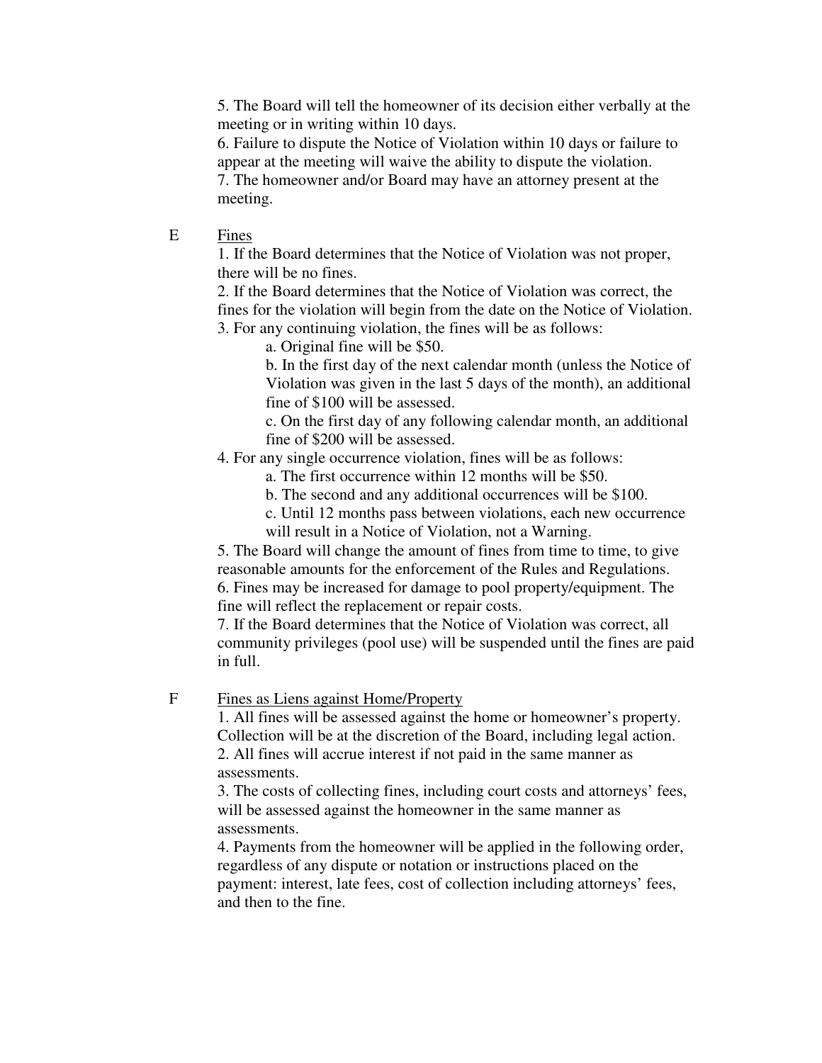5. The Board will tell the homeowner of its decision either verbally at the meeting or in writing within 10 days.
6. Failure to dispute the Notice of Violation within 10 days or failure to appear at the meeting will waive the ability to dispute the violation.
7. The homeowner and/or Board may have an attorney present at the meeting.

E <u>Fines</u>

1. If the Board determines that the Notice of Violation was not proper, there will be no fines.
2. If the Board determines that the Notice of Violation was correct, the fines for the violation will begin from the date on the Notice of Violation.
3. For any continuing violation, the fines will be as follows:
   a. Original fine will be $50.
   b. In the first day of the next calendar month (unless the Notice of Violation was given in the last 5 days of the month), an additional fine of $100 will be assessed.
   c. On the first day of any following calendar month, an additional fine of $200 will be assessed.
4. For any single occurrence violation, fines will be as follows:
   a. The first occurrence within 12 months will be $50.
   b. The second and any additional occurrences will be $100.
   c. Until 12 months pass between violations, each new occurrence will result in a Notice of Violation, not a Warning.
5. The Board will change the amount of fines from time to time, to give reasonable amounts for the enforcement of the Rules and Regulations.
6. Fines may be increased for damage to pool property/equipment. The fine will reflect the replacement or repair costs.
7. If the Board determines that the Notice of Violation was correct, all community privileges (pool use) will be suspended until the fines are paid in full.

F <u>Fines as Liens against Home/Property</u>

1. All fines will be assessed against the home or homeowner's property. Collection will be at the discretion of the Board, including legal action.
2. All fines will accrue interest if not paid in the same manner as assessments.
3. The costs of collecting fines, including court costs and attorneys' fees, will be assessed against the homeowner in the same manner as assessments.
4. Payments from the homeowner will be applied in the following order, regardless of any dispute or notation or instructions placed on the payment: interest, late fees, cost of collection including attorneys' fees, and then to the fine.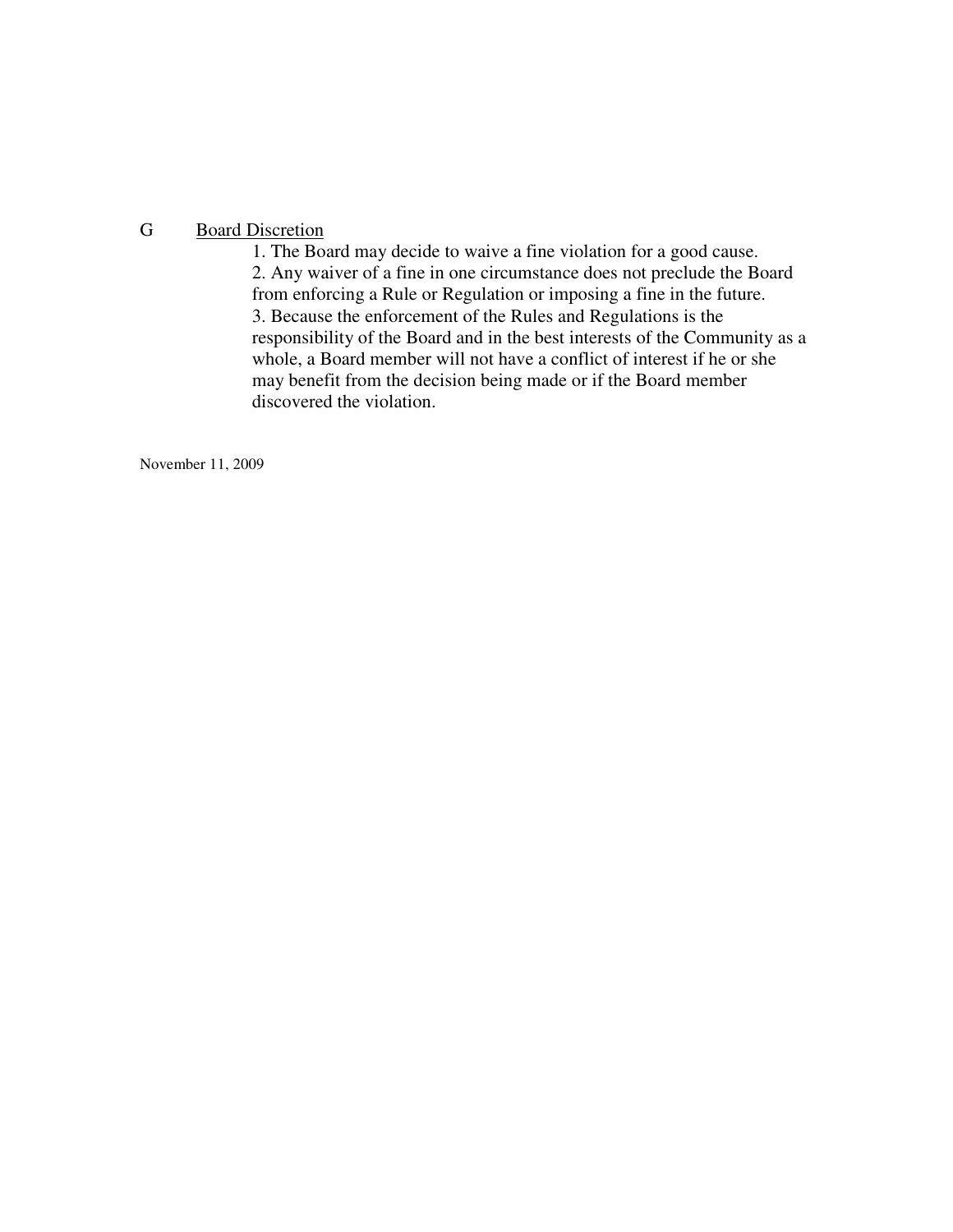G <u>Board Discretion</u>

1. The Board may decide to waive a fine violation for a good cause.
2. Any waiver of a fine in one circumstance does not preclude the Board from enforcing a Rule or Regulation or imposing a fine in the future.
3. Because the enforcement of the Rules and Regulations is the responsibility of the Board and in the best interests of the Community as a whole, a Board member will not have a conflict of interest if he or she may benefit from the decision being made or if the Board member discovered the violation.

November 11, 2009